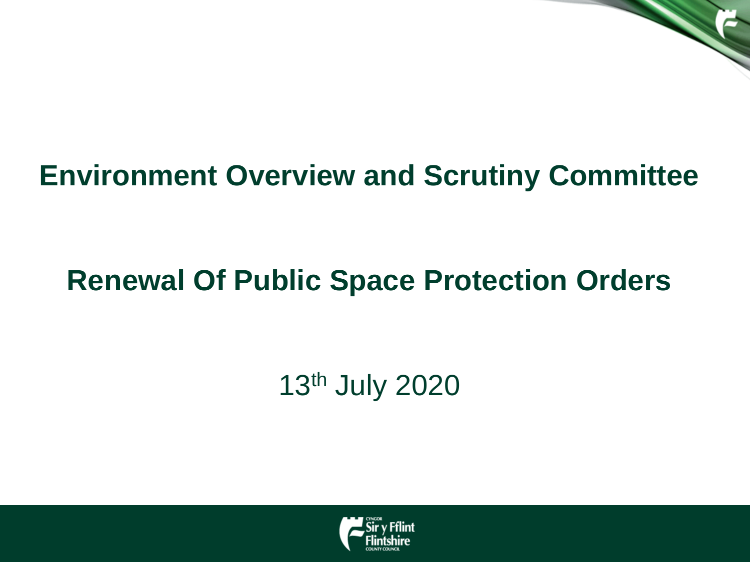# Environment Overview and Scrutiny Committee

## Renewal Of Public Space Protection Orders

13th July 2020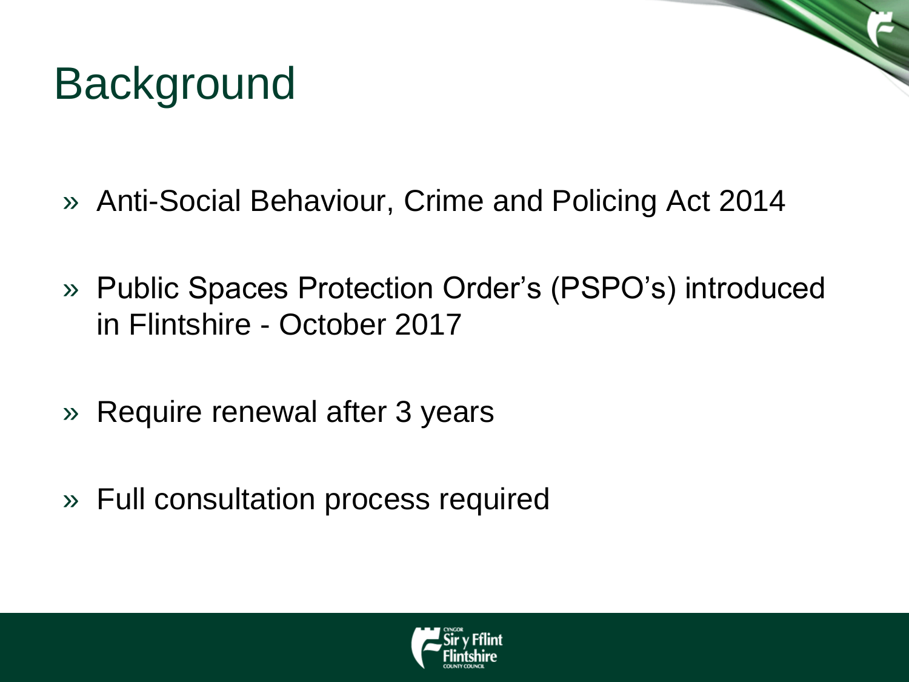# Background

- Anti-Social Behaviour, Crime and Policing Act 2014
- Public Spaces Protection Order's (PSPO's) introduced in Flintshire - October 2017
- Require renewal after 3 years
- Full consultation process required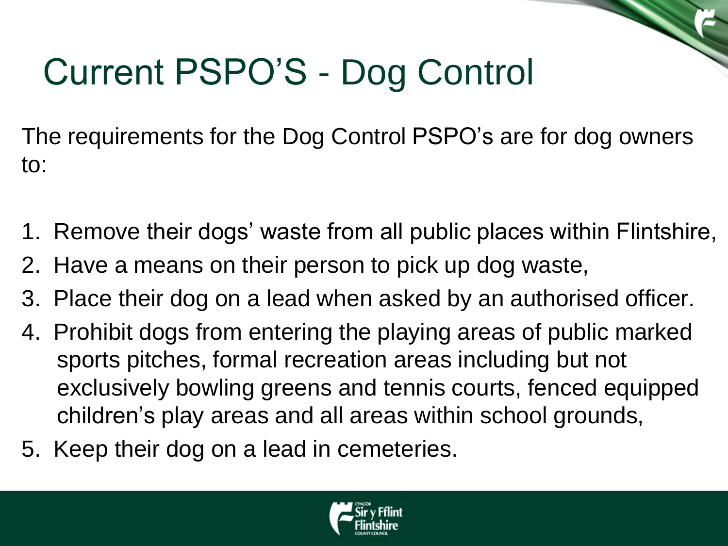# Current PSPO'S - Dog Control

The requirements for the Dog Control PSPO's are for dog owners to:

1. Remove their dogs' waste from all public places within Flintshire,
2. Have a means on their person to pick up dog waste,
3. Place their dog on a lead when asked by an authorised officer.
4. Prohibit dogs from entering the playing areas of public marked sports pitches, formal recreation areas including but not exclusively bowling greens and tennis courts, fenced equipped children's play areas and all areas within school grounds,
5. Keep their dog on a lead in cemeteries.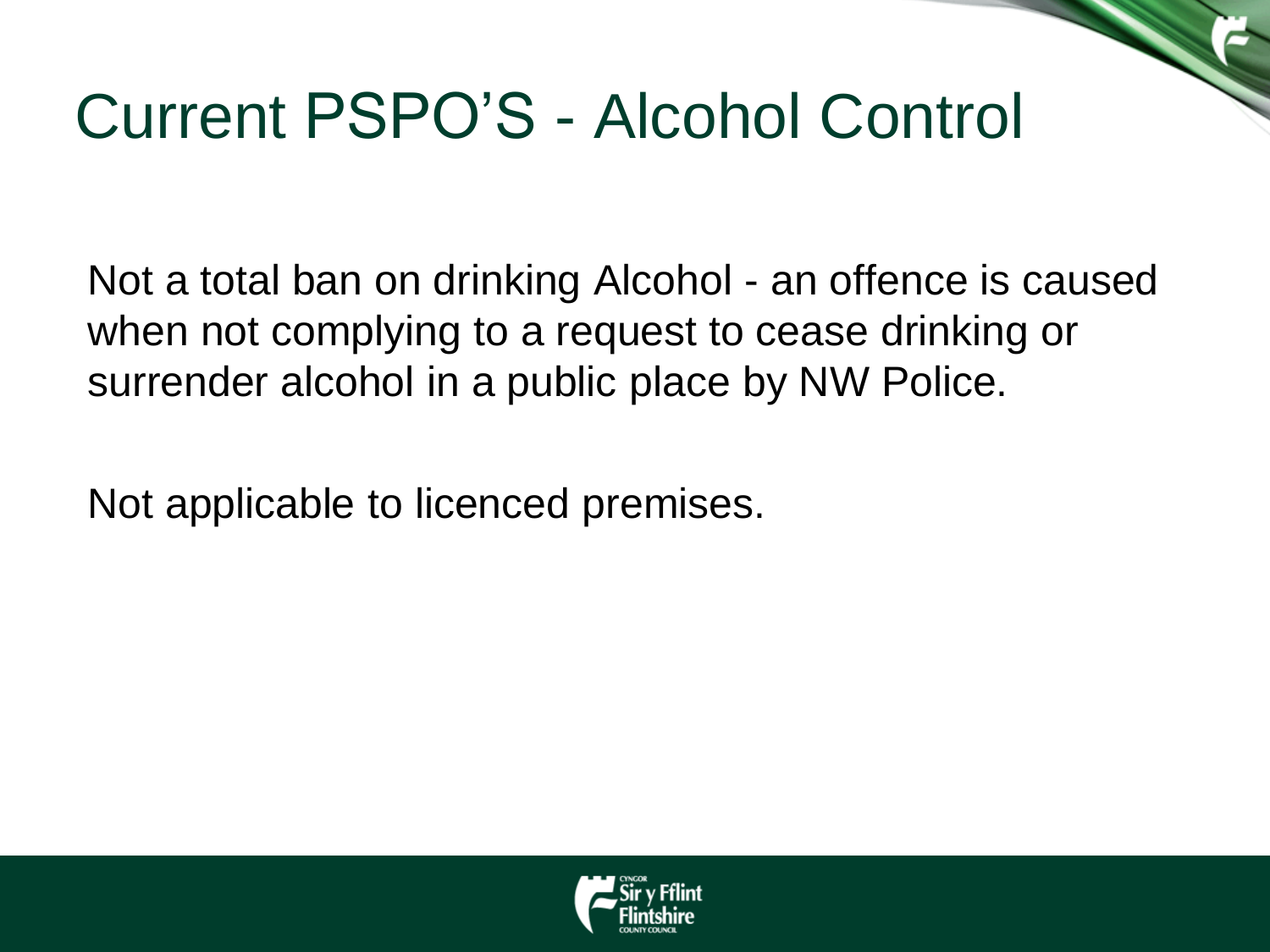# Current PSPO'S - Alcohol Control

Not a total ban on drinking Alcohol - an offence is caused when not complying to a request to cease drinking or surrender alcohol in a public place by NW Police.

Not applicable to licenced premises.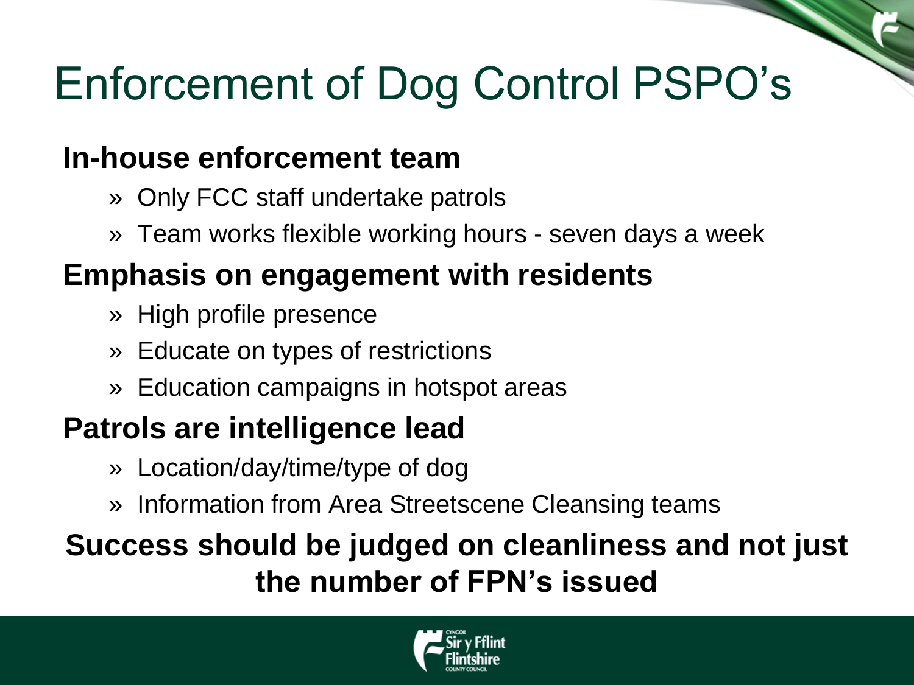# Enforcement of Dog Control PSPO's

**In-house enforcement team**

- Only FCC staff undertake patrols
- Team works flexible working hours - seven days a week

**Emphasis on engagement with residents**

- High profile presence
- Educate on types of restrictions
- Education campaigns in hotspot areas

**Patrols are intelligence lead**

- Location/day/time/type of dog
- Information from Area Streetscene Cleansing teams

**Success should be judged on cleanliness and not just the number of FPN's issued**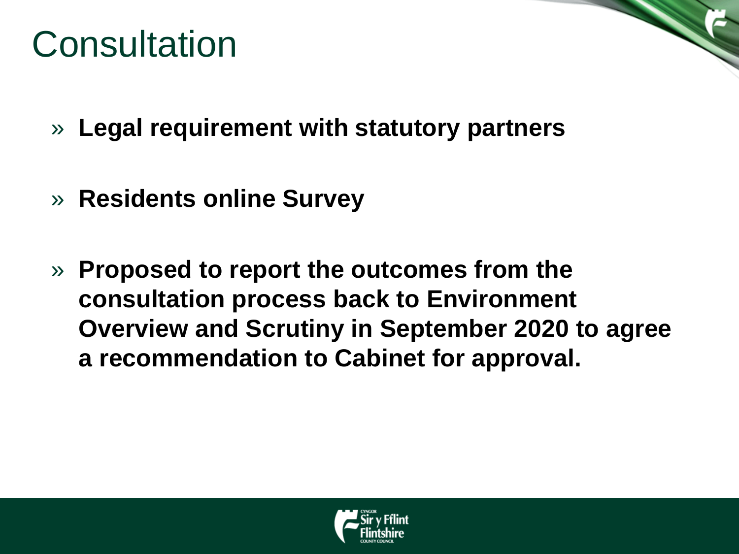# Consultation

- **Legal requirement with statutory partners**
- **Residents online Survey**
- **Proposed to report the outcomes from the consultation process back to Environment Overview and Scrutiny in September 2020 to agree a recommendation to Cabinet for approval.**